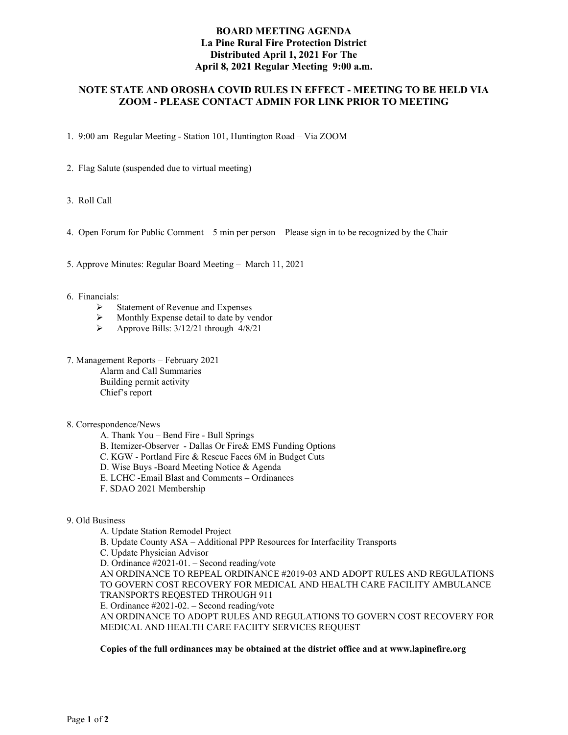# BOARD MEETING AGENDA
## La Pine Rural Fire Protection District
## Distributed April 1, 2021 For The
## April 8, 2021 Regular Meeting 9:00 a.m.

**NOTE STATE AND OROSHA COVID RULES IN EFFECT - MEETING TO BE HELD VIA ZOOM - PLEASE CONTACT ADMIN FOR LINK PRIOR TO MEETING**

1. 9:00 am Regular Meeting - Station 101, Huntington Road – Via ZOOM

2. Flag Salute (suspended due to virtual meeting)

3. Roll Call

4. Open Forum for Public Comment – 5 min per person – Please sign in to be recognized by the Chair

5. Approve Minutes: Regular Board Meeting – March 11, 2021

6. Financials:
   - Statement of Revenue and Expenses
   - Monthly Expense detail to date by vendor
   - Approve Bills: 3/12/21 through 4/8/21

7. Management Reports – February 2021
   - Alarm and Call Summaries
   - Building permit activity
   - Chief's report

8. Correspondence/News
   - A. Thank You – Bend Fire - Bull Springs
   - B. Itemizer-Observer - Dallas Or Fire& EMS Funding Options
   - C. KGW - Portland Fire & Rescue Faces 6M in Budget Cuts
   - D. Wise Buys -Board Meeting Notice & Agenda
   - E. LCHC -Email Blast and Comments – Ordinances
   - F. SDAO 2021 Membership

9. Old Business
   - A. Update Station Remodel Project
   - B. Update County ASA – Additional PPP Resources for Interfacility Transports
   - C. Update Physician Advisor
   - D. Ordinance #2021-01. – Second reading/vote
     AN ORDINANCE TO REPEAL ORDINANCE #2019-03 AND ADOPT RULES AND REGULATIONS TO GOVERN COST RECOVERY FOR MEDICAL AND HEALTH CARE FACILITY AMBULANCE TRANSPORTS REQESTED THROUGH 911
   - E. Ordinance #2021-02. – Second reading/vote
     AN ORDINANCE TO ADOPT RULES AND REGULATIONS TO GOVERN COST RECOVERY FOR MEDICAL AND HEALTH CARE FACIITY SERVICES REQUEST

**Copies of the full ordinances may be obtained at the district office and at www.lapinefire.org**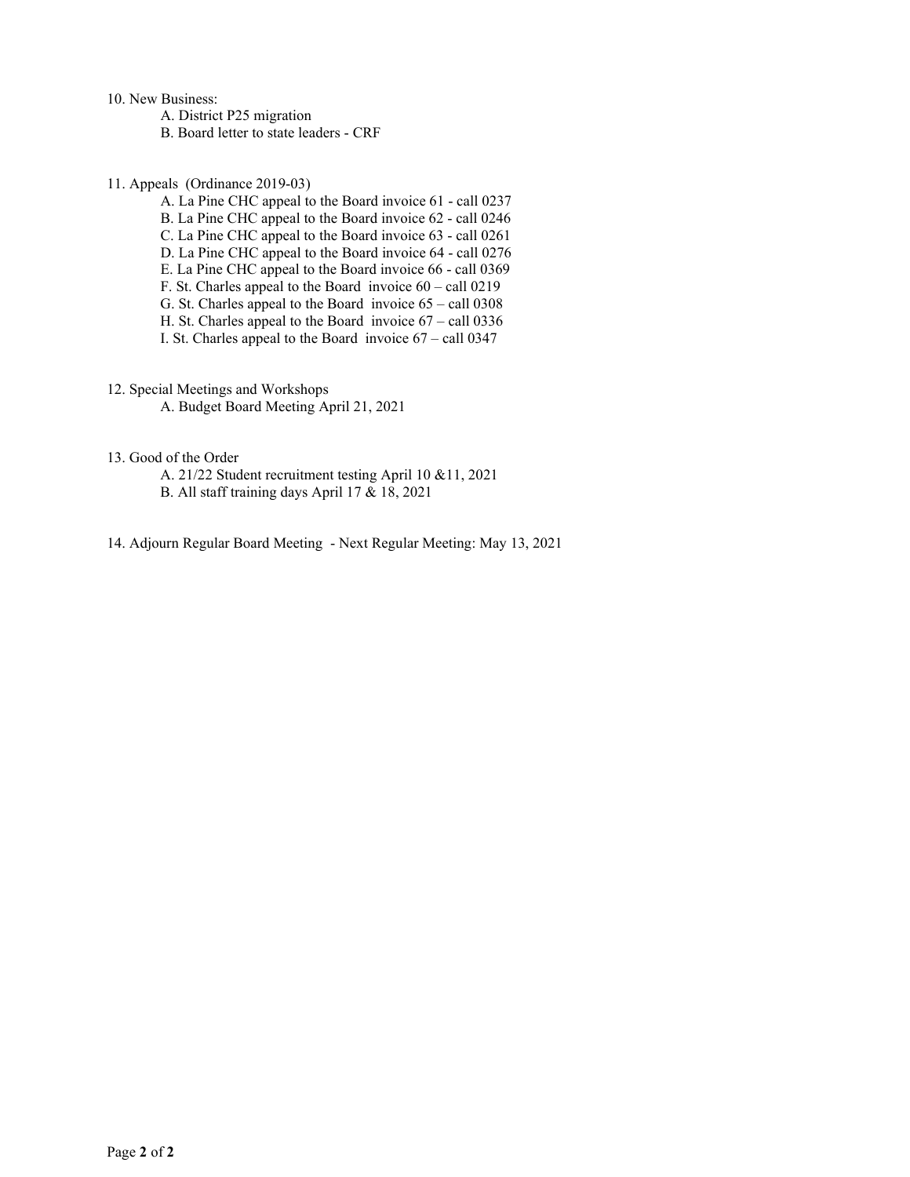10. New Business:
    - A. District P25 migration
    - B. Board letter to state leaders - CRF

11. Appeals (Ordinance 2019-03)
    - A. La Pine CHC appeal to the Board invoice 61 - call 0237
    - B. La Pine CHC appeal to the Board invoice 62 - call 0246
    - C. La Pine CHC appeal to the Board invoice 63 - call 0261
    - D. La Pine CHC appeal to the Board invoice 64 - call 0276
    - E. La Pine CHC appeal to the Board invoice 66 - call 0369
    - F. St. Charles appeal to the Board invoice 60 – call 0219
    - G. St. Charles appeal to the Board invoice 65 – call 0308
    - H. St. Charles appeal to the Board invoice 67 – call 0336
    - I. St. Charles appeal to the Board invoice 67 – call 0347

12. Special Meetings and Workshops
    - A. Budget Board Meeting April 21, 2021

13. Good of the Order
    - A. 21/22 Student recruitment testing April 10 &11, 2021
    - B. All staff training days April 17 & 18, 2021

14. Adjourn Regular Board Meeting - Next Regular Meeting: May 13, 2021